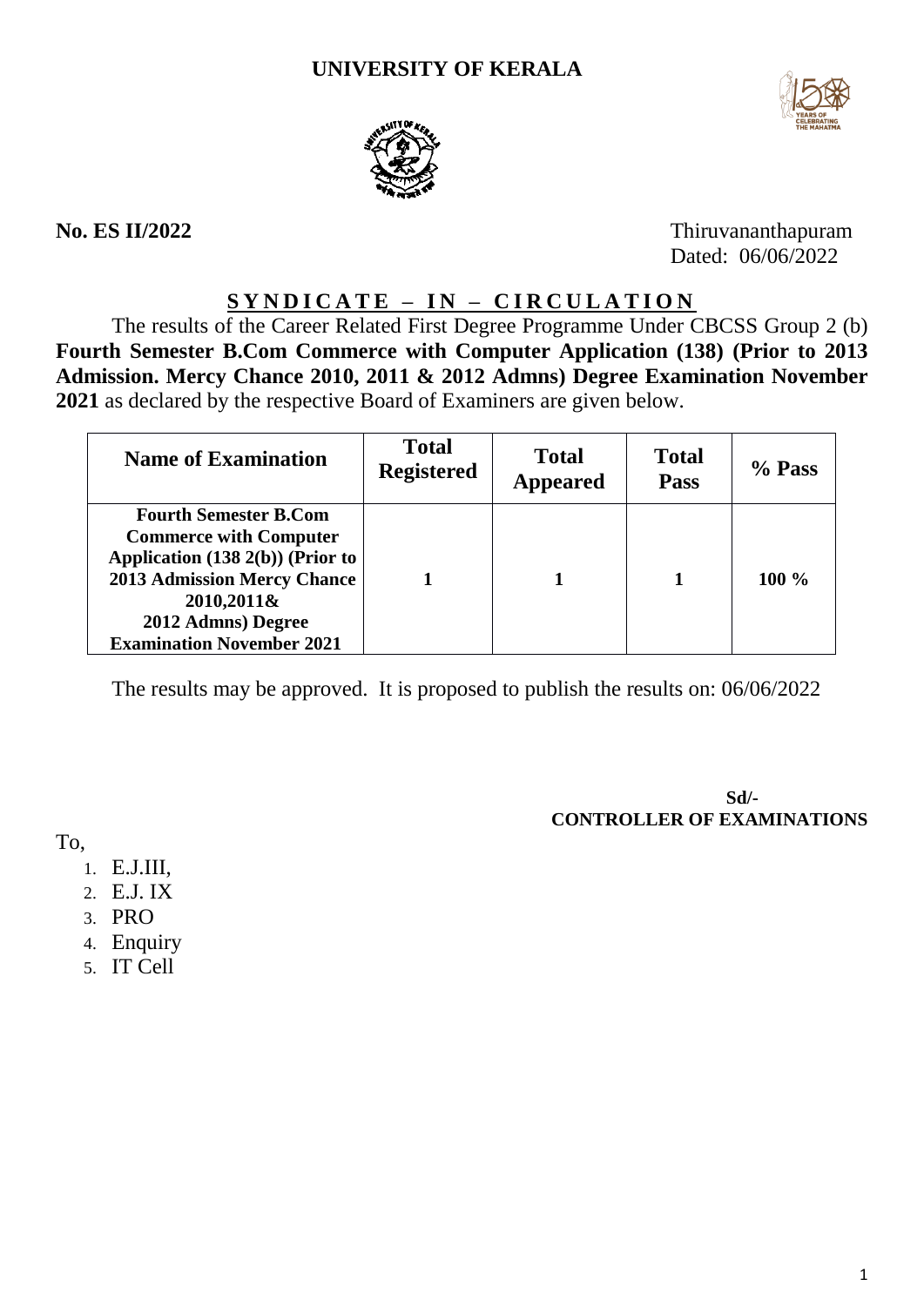# UNIVERSITY OF KERALA

**No. ES II/2022**

Thiruvananthapuram
Dated: 06/06/2022

## SYNDICATE – IN – CIRCULATION

The results of the Career Related First Degree Programme Under CBCSS Group 2 (b) **Fourth Semester B.Com Commerce with Computer Application (138) (Prior to 2013 Admission. Mercy Chance 2010, 2011 & 2012 Admns) Degree Examination November 2021** as declared by the respective Board of Examiners are given below.

| Name of Examination | Total Registered | Total Appeared | Total Pass | % Pass |
|---|---|---|---|---|
| **Fourth Semester B.Com Commerce with Computer Application (138 2(b)) (Prior to 2013 Admission Mercy Chance 2010,2011& 2012 Admns) Degree Examination November 2021** | **1** | **1** | **1** | **100 %** |

The results may be approved. It is proposed to publish the results on: 06/06/2022

**Sd/-**
**CONTROLLER OF EXAMINATIONS**

To,

1. E.J.III,
2. E.J. IX
3. PRO
4. Enquiry
5. IT Cell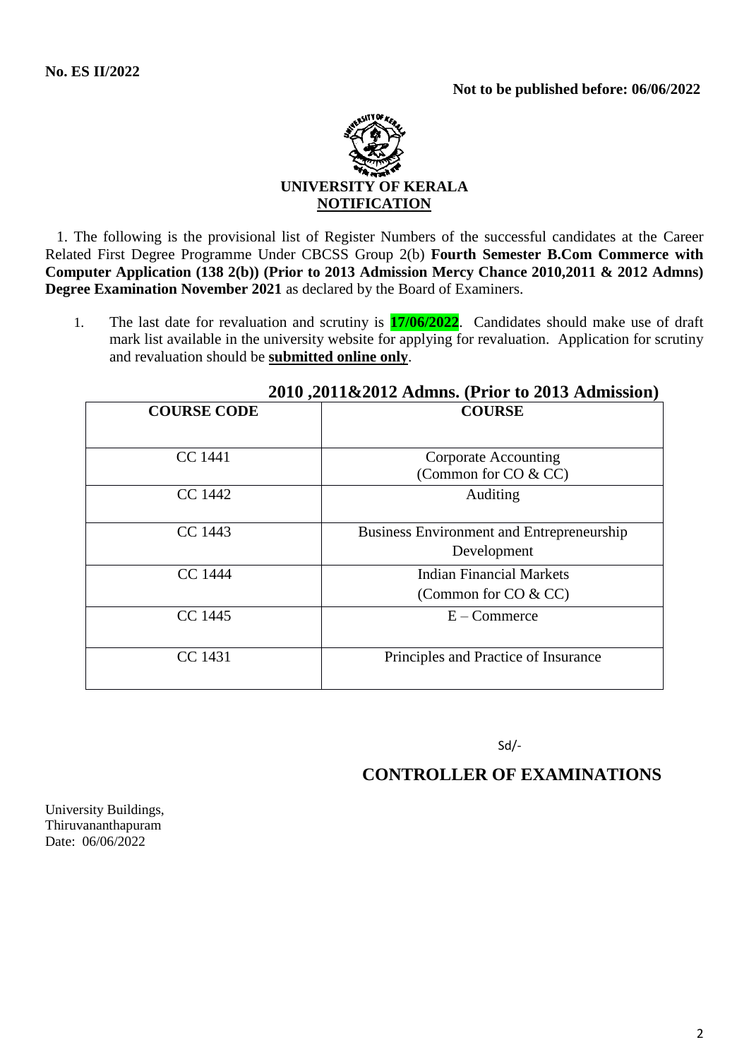**No. ES II/2022**

**Not to be published before: 06/06/2022**

**UNIVERSITY OF KERALA**

**NOTIFICATION**

1. The following is the provisional list of Register Numbers of the successful candidates at the Career Related First Degree Programme Under CBCSS Group 2(b) **Fourth Semester B.Com Commerce with Computer Application (138 2(b)) (Prior to 2013 Admission Mercy Chance 2010,2011 & 2012 Admns) Degree Examination November 2021** as declared by the Board of Examiners.

1. The last date for revaluation and scrutiny is **17/06/2022**. Candidates should make use of draft mark list available in the university website for applying for revaluation. Application for scrutiny and revaluation should be **submitted online only**.

**2010 ,2011&2012 Admns. (Prior to 2013 Admission)**

| COURSE CODE | COURSE |
|---|---|
| CC 1441 | Corporate Accounting (Common for CO & CC) |
| CC 1442 | Auditing |
| CC 1443 | Business Environment and Entrepreneurship Development |
| CC 1444 | Indian Financial Markets (Common for CO & CC) |
| CC 1445 | E – Commerce |
| CC 1431 | Principles and Practice of Insurance |

Sd/-

**CONTROLLER OF EXAMINATIONS**

University Buildings,
Thiruvananthapuram
Date: 06/06/2022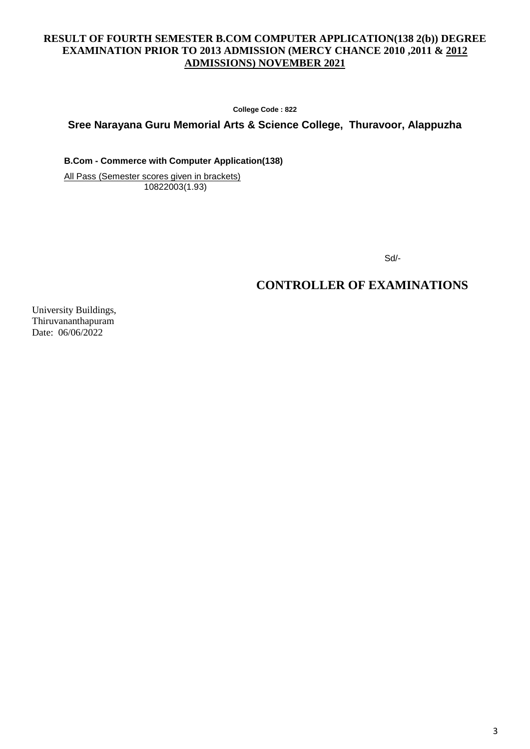**RESULT OF FOURTH SEMESTER B.COM COMPUTER APPLICATION(138 2(b)) DEGREE EXAMINATION PRIOR TO 2013 ADMISSION (MERCY CHANCE 2010 ,2011 & 2012 ADMISSIONS) NOVEMBER 2021**

**College Code : 822**

## Sree Narayana Guru Memorial Arts & Science College, Thuravoor, Alappuzha

**B.Com - Commerce with Computer Application(138)**

All Pass (Semester scores given in brackets)

10822003(1.93)

Sd/-

**CONTROLLER OF EXAMINATIONS**

University Buildings,
Thiruvananthapuram
Date: 06/06/2022